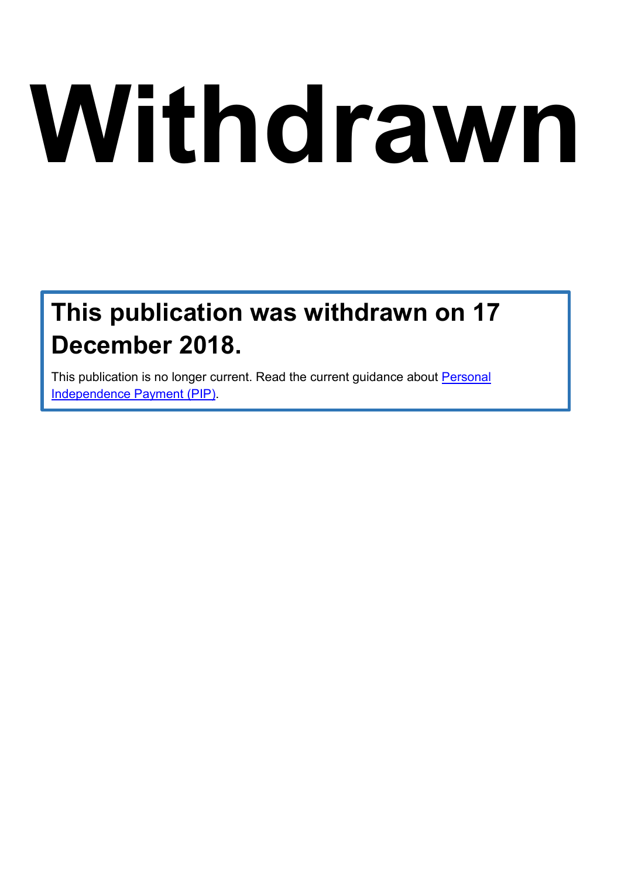# Withdrawn

## This publication was withdrawn on 17 December 2018.

This publication is no longer current. Read the current guidance about Personal Independence Payment (PIP).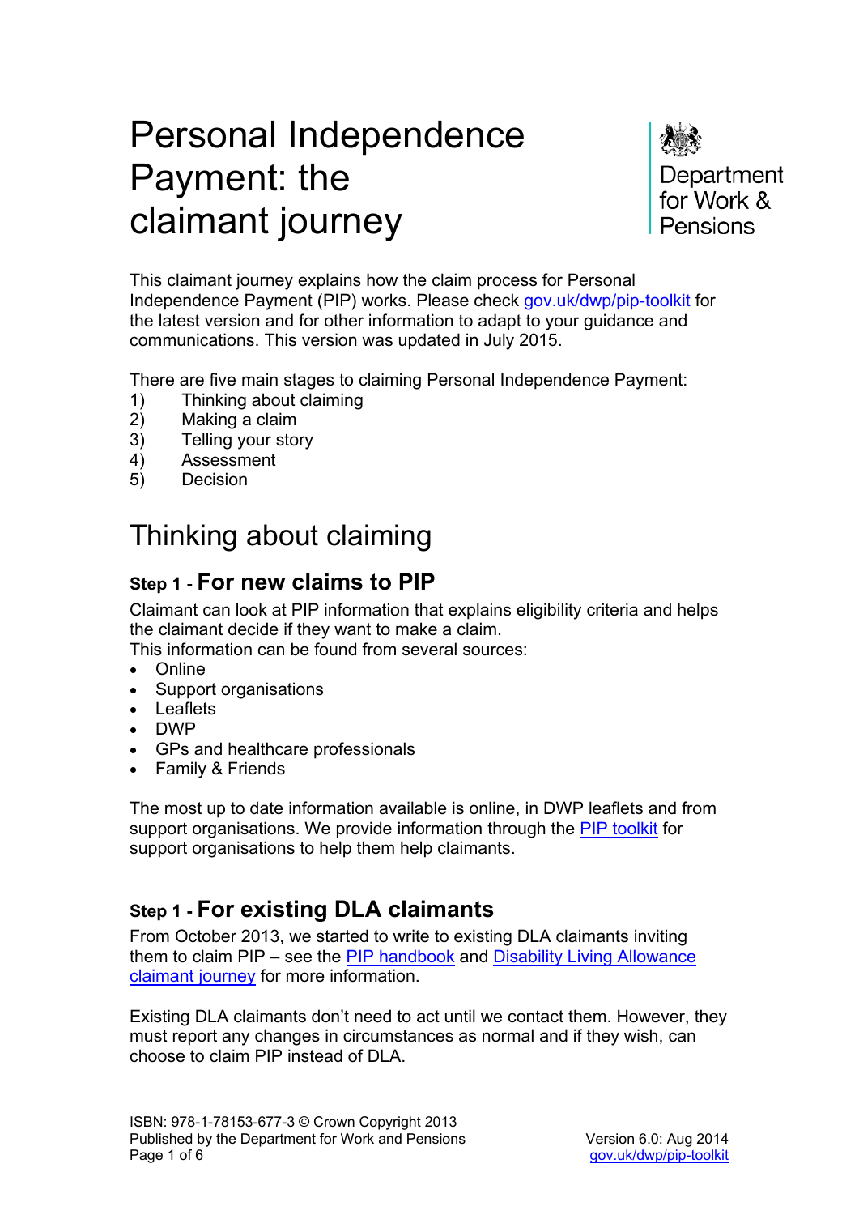# Personal Independence Payment: the claimant journey

Department for Work & Pensions

This claimant journey explains how the claim process for Personal Independence Payment (PIP) works. Please check [gov.uk/dwp/pip-toolkit](gov.uk/dwp/pip-toolkit) for the latest version and for other information to adapt to your guidance and communications. This version was updated in July 2015.

There are five main stages to claiming Personal Independence Payment:

1) Thinking about claiming
2) Making a claim
3) Telling your story
4) Assessment
5) Decision

## Thinking about claiming

### Step 1 - For new claims to PIP

Claimant can look at PIP information that explains eligibility criteria and helps the claimant decide if they want to make a claim.
This information can be found from several sources:

- Online
- Support organisations
- Leaflets
- DWP
- GPs and healthcare professionals
- Family & Friends

The most up to date information available is online, in DWP leaflets and from support organisations. We provide information through the PIP toolkit for support organisations to help them help claimants.

### Step 1 - For existing DLA claimants

From October 2013, we started to write to existing DLA claimants inviting them to claim PIP – see the PIP handbook and Disability Living Allowance claimant journey for more information.

Existing DLA claimants don't need to act until we contact them. However, they must report any changes in circumstances as normal and if they wish, can choose to claim PIP instead of DLA.

ISBN: 978-1-78153-677-3 © Crown Copyright 2013
Published by the Department for Work and Pensions

Version 6.0: Aug 2014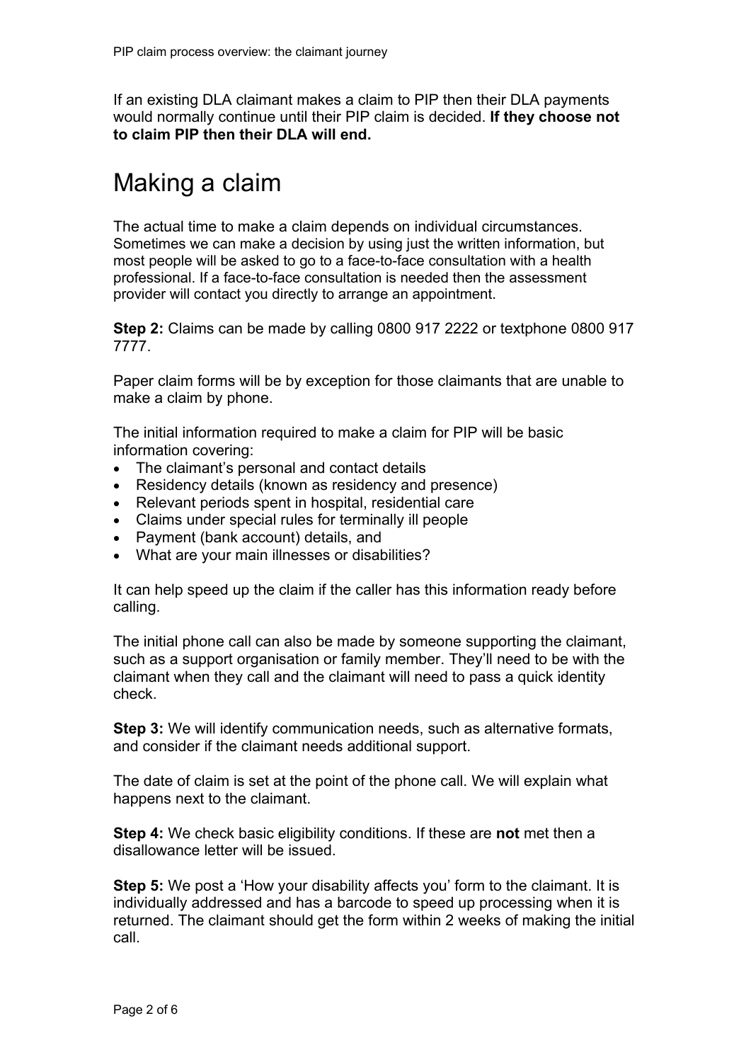If an existing DLA claimant makes a claim to PIP then their DLA payments would normally continue until their PIP claim is decided. **If they choose not to claim PIP then their DLA will end.**

# Making a claim

The actual time to make a claim depends on individual circumstances. Sometimes we can make a decision by using just the written information, but most people will be asked to go to a face-to-face consultation with a health professional. If a face-to-face consultation is needed then the assessment provider will contact you directly to arrange an appointment.

**Step 2:** Claims can be made by calling 0800 917 2222 or textphone 0800 917 7777.

Paper claim forms will be by exception for those claimants that are unable to make a claim by phone.

The initial information required to make a claim for PIP will be basic information covering:

- The claimant's personal and contact details
- Residency details (known as residency and presence)
- Relevant periods spent in hospital, residential care
- Claims under special rules for terminally ill people
- Payment (bank account) details, and
- What are your main illnesses or disabilities?

It can help speed up the claim if the caller has this information ready before calling.

The initial phone call can also be made by someone supporting the claimant, such as a support organisation or family member. They'll need to be with the claimant when they call and the claimant will need to pass a quick identity check.

**Step 3:** We will identify communication needs, such as alternative formats, and consider if the claimant needs additional support.

The date of claim is set at the point of the phone call. We will explain what happens next to the claimant.

**Step 4:** We check basic eligibility conditions. If these are **not** met then a disallowance letter will be issued.

**Step 5:** We post a 'How your disability affects you' form to the claimant. It is individually addressed and has a barcode to speed up processing when it is returned. The claimant should get the form within 2 weeks of making the initial call.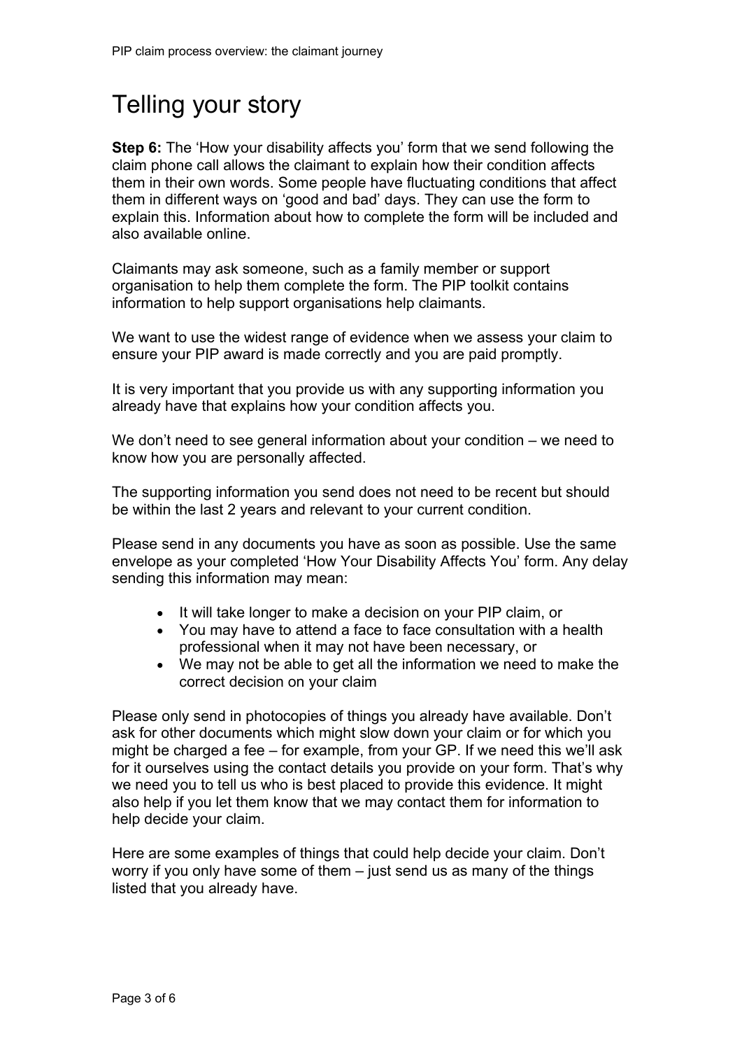# Telling your story

**Step 6:** The ‘How your disability affects you’ form that we send following the claim phone call allows the claimant to explain how their condition affects them in their own words. Some people have fluctuating conditions that affect them in different ways on ‘good and bad’ days. They can use the form to explain this. Information about how to complete the form will be included and also available online.

Claimants may ask someone, such as a family member or support organisation to help them complete the form. The PIP toolkit contains information to help support organisations help claimants.

We want to use the widest range of evidence when we assess your claim to ensure your PIP award is made correctly and you are paid promptly.

It is very important that you provide us with any supporting information you already have that explains how your condition affects you.

We don’t need to see general information about your condition – we need to know how you are personally affected.

The supporting information you send does not need to be recent but should be within the last 2 years and relevant to your current condition.

Please send in any documents you have as soon as possible. Use the same envelope as your completed ‘How Your Disability Affects You’ form. Any delay sending this information may mean:

- It will take longer to make a decision on your PIP claim, or
- You may have to attend a face to face consultation with a health professional when it may not have been necessary, or
- We may not be able to get all the information we need to make the correct decision on your claim

Please only send in photocopies of things you already have available. Don’t ask for other documents which might slow down your claim or for which you might be charged a fee – for example, from your GP. If we need this we’ll ask for it ourselves using the contact details you provide on your form. That’s why we need you to tell us who is best placed to provide this evidence. It might also help if you let them know that we may contact them for information to help decide your claim.

Here are some examples of things that could help decide your claim. Don’t worry if you only have some of them – just send us as many of the things listed that you already have.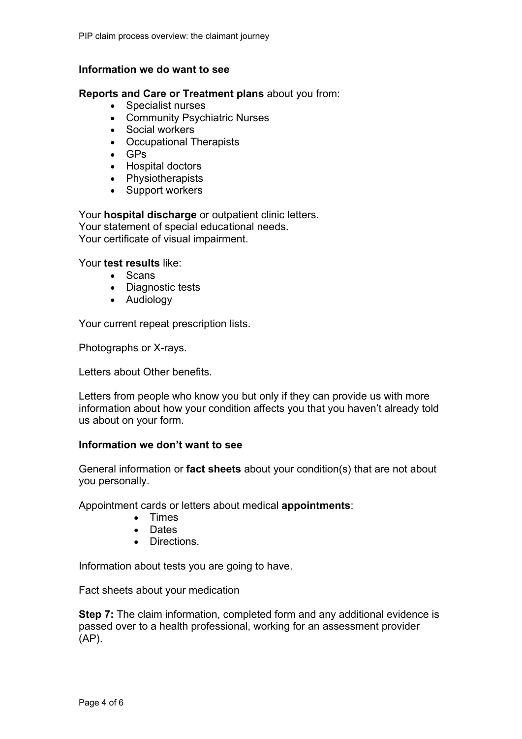### Information we do want to see

**Reports and Care or Treatment plans** about you from:

- Specialist nurses
- Community Psychiatric Nurses
- Social workers
- Occupational Therapists
- GPs
- Hospital doctors
- Physiotherapists
- Support workers

Your **hospital discharge** or outpatient clinic letters.
Your statement of special educational needs.
Your certificate of visual impairment.

Your **test results** like:

- Scans
- Diagnostic tests
- Audiology

Your current repeat prescription lists.

Photographs or X-rays.

Letters about Other benefits.

Letters from people who know you but only if they can provide us with more information about how your condition affects you that you haven't already told us about on your form.

### Information we don't want to see

General information or **fact sheets** about your condition(s) that are not about you personally.

Appointment cards or letters about medical **appointments**:

- Times
- Dates
- Directions.

Information about tests you are going to have.

Fact sheets about your medication

**Step 7:** The claim information, completed form and any additional evidence is passed over to a health professional, working for an assessment provider (AP).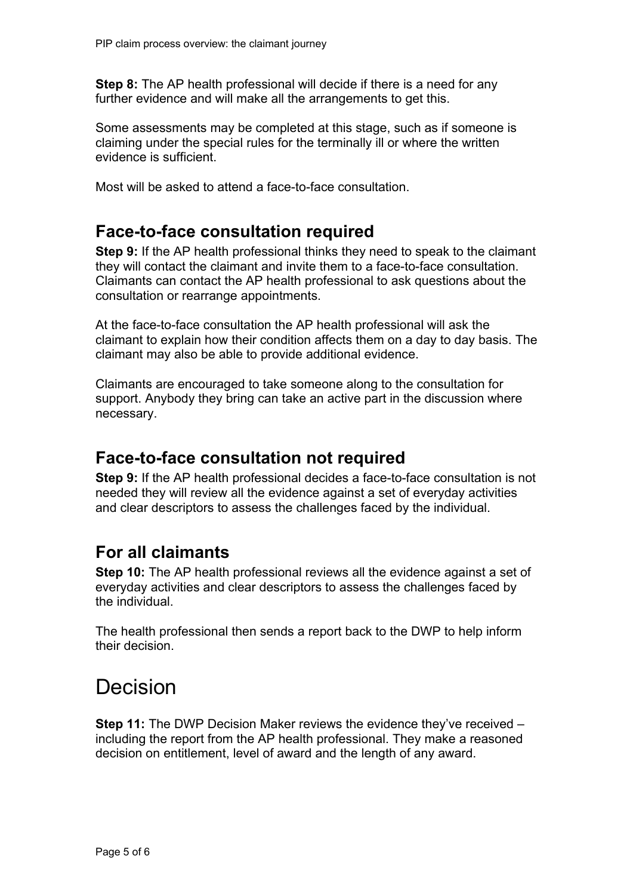**Step 8:** The AP health professional will decide if there is a need for any further evidence and will make all the arrangements to get this.

Some assessments may be completed at this stage, such as if someone is claiming under the special rules for the terminally ill or where the written evidence is sufficient.

Most will be asked to attend a face-to-face consultation.

## Face-to-face consultation required

**Step 9:** If the AP health professional thinks they need to speak to the claimant they will contact the claimant and invite them to a face-to-face consultation. Claimants can contact the AP health professional to ask questions about the consultation or rearrange appointments.

At the face-to-face consultation the AP health professional will ask the claimant to explain how their condition affects them on a day to day basis. The claimant may also be able to provide additional evidence.

Claimants are encouraged to take someone along to the consultation for support. Anybody they bring can take an active part in the discussion where necessary.

## Face-to-face consultation not required

**Step 9:** If the AP health professional decides a face-to-face consultation is not needed they will review all the evidence against a set of everyday activities and clear descriptors to assess the challenges faced by the individual.

## For all claimants

**Step 10:** The AP health professional reviews all the evidence against a set of everyday activities and clear descriptors to assess the challenges faced by the individual.

The health professional then sends a report back to the DWP to help inform their decision.

# Decision

**Step 11:** The DWP Decision Maker reviews the evidence they've received – including the report from the AP health professional. They make a reasoned decision on entitlement, level of award and the length of any award.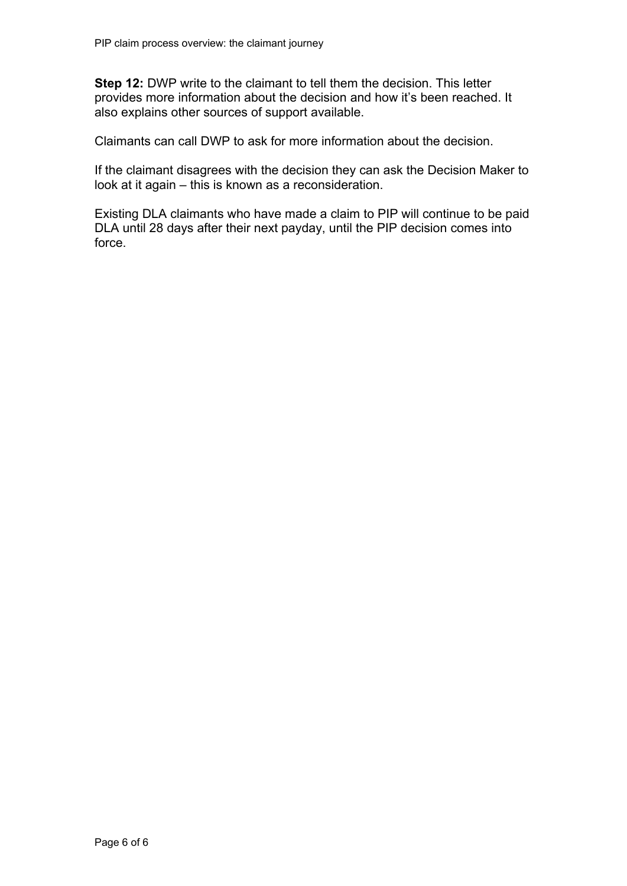**Step 12:** DWP write to the claimant to tell them the decision. This letter provides more information about the decision and how it's been reached. It also explains other sources of support available.

Claimants can call DWP to ask for more information about the decision.

If the claimant disagrees with the decision they can ask the Decision Maker to look at it again – this is known as a reconsideration.

Existing DLA claimants who have made a claim to PIP will continue to be paid DLA until 28 days after their next payday, until the PIP decision comes into force.